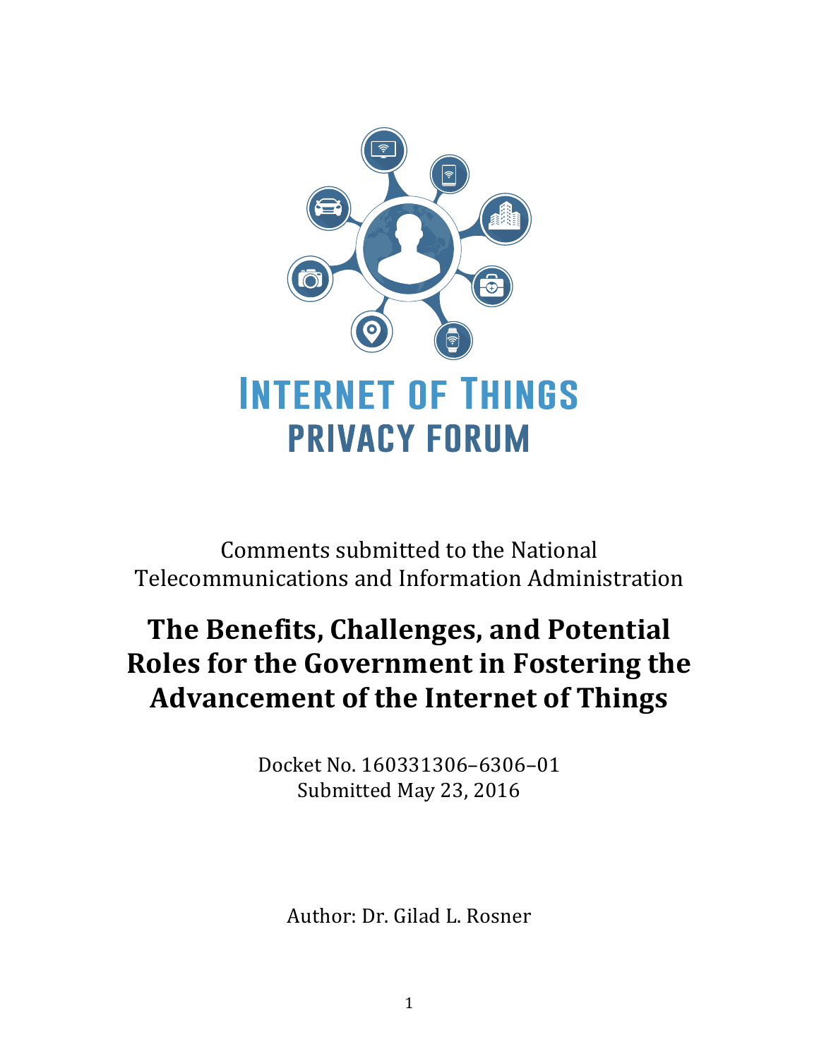# Internet of Things Privacy Forum

Comments submitted to the National Telecommunications and Information Administration

## The Benefits, Challenges, and Potential Roles for the Government in Fostering the Advancement of the Internet of Things

Docket No. 160331306–6306–01
Submitted May 23, 2016

Author: Dr. Gilad L. Rosner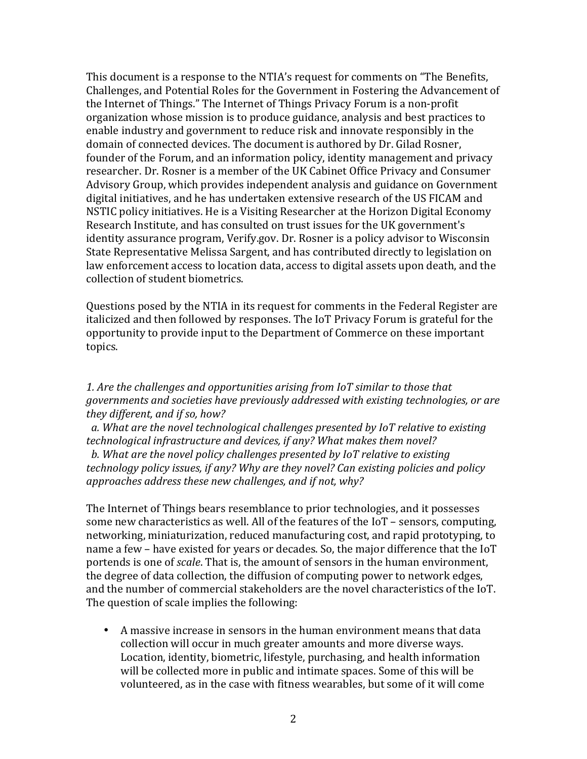This document is a response to the NTIA's request for comments on "The Benefits, Challenges, and Potential Roles for the Government in Fostering the Advancement of the Internet of Things." The Internet of Things Privacy Forum is a non-profit organization whose mission is to produce guidance, analysis and best practices to enable industry and government to reduce risk and innovate responsibly in the domain of connected devices. The document is authored by Dr. Gilad Rosner, founder of the Forum, and an information policy, identity management and privacy researcher. Dr. Rosner is a member of the UK Cabinet Office Privacy and Consumer Advisory Group, which provides independent analysis and guidance on Government digital initiatives, and he has undertaken extensive research of the US FICAM and NSTIC policy initiatives. He is a Visiting Researcher at the Horizon Digital Economy Research Institute, and has consulted on trust issues for the UK government's identity assurance program, Verify.gov. Dr. Rosner is a policy advisor to Wisconsin State Representative Melissa Sargent, and has contributed directly to legislation on law enforcement access to location data, access to digital assets upon death, and the collection of student biometrics.

Questions posed by the NTIA in its request for comments in the Federal Register are italicized and then followed by responses. The IoT Privacy Forum is grateful for the opportunity to provide input to the Department of Commerce on these important topics.

*1. Are the challenges and opportunities arising from IoT similar to those that governments and societies have previously addressed with existing technologies, or are they different, and if so, how?*

*a. What are the novel technological challenges presented by IoT relative to existing technological infrastructure and devices, if any? What makes them novel?*

*b. What are the novel policy challenges presented by IoT relative to existing technology policy issues, if any? Why are they novel? Can existing policies and policy approaches address these new challenges, and if not, why?*

The Internet of Things bears resemblance to prior technologies, and it possesses some new characteristics as well. All of the features of the IoT – sensors, computing, networking, miniaturization, reduced manufacturing cost, and rapid prototyping, to name a few – have existed for years or decades. So, the major difference that the IoT portends is one of *scale*. That is, the amount of sensors in the human environment, the degree of data collection, the diffusion of computing power to network edges, and the number of commercial stakeholders are the novel characteristics of the IoT. The question of scale implies the following:

- A massive increase in sensors in the human environment means that data collection will occur in much greater amounts and more diverse ways. Location, identity, biometric, lifestyle, purchasing, and health information will be collected more in public and intimate spaces. Some of this will be volunteered, as in the case with fitness wearables, but some of it will come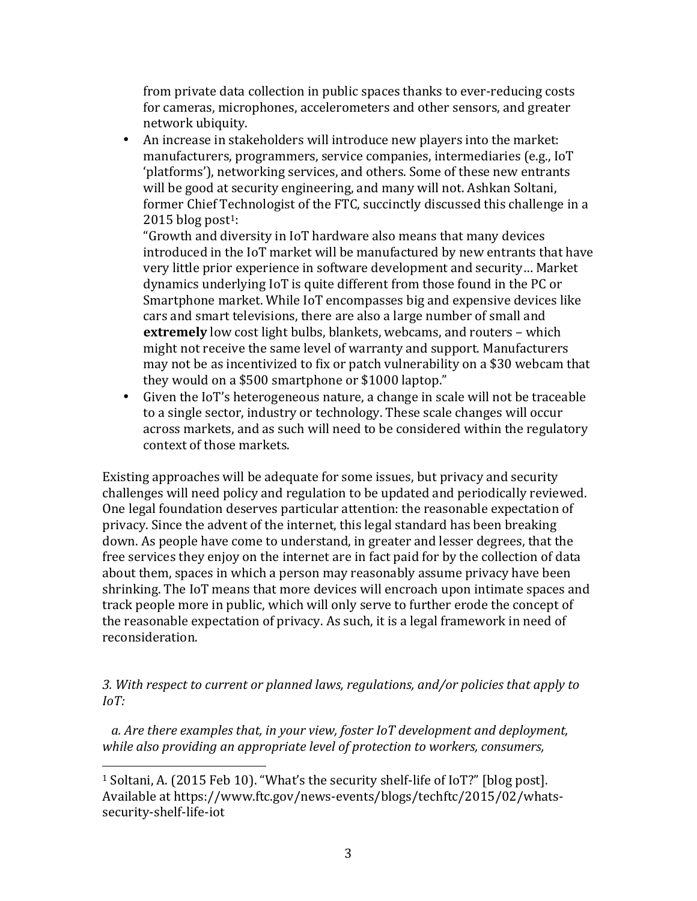from private data collection in public spaces thanks to ever-reducing costs for cameras, microphones, accelerometers and other sensors, and greater network ubiquity.

- An increase in stakeholders will introduce new players into the market: manufacturers, programmers, service companies, intermediaries (e.g., IoT 'platforms'), networking services, and others. Some of these new entrants will be good at security engineering, and many will not. Ashkan Soltani, former Chief Technologist of the FTC, succinctly discussed this challenge in a 2015 blog post[1]:
  "Growth and diversity in IoT hardware also means that many devices introduced in the IoT market will be manufactured by new entrants that have very little prior experience in software development and security… Market dynamics underlying IoT is quite different from those found in the PC or Smartphone market. While IoT encompasses big and expensive devices like cars and smart televisions, there are also a large number of small and **extremely** low cost light bulbs, blankets, webcams, and routers – which might not receive the same level of warranty and support. Manufacturers may not be as incentivized to fix or patch vulnerability on a $30 webcam that they would on a $500 smartphone or $1000 laptop."
- Given the IoT's heterogeneous nature, a change in scale will not be traceable to a single sector, industry or technology. These scale changes will occur across markets, and as such will need to be considered within the regulatory context of those markets.

Existing approaches will be adequate for some issues, but privacy and security challenges will need policy and regulation to be updated and periodically reviewed. One legal foundation deserves particular attention: the reasonable expectation of privacy. Since the advent of the internet, this legal standard has been breaking down. As people have come to understand, in greater and lesser degrees, that the free services they enjoy on the internet are in fact paid for by the collection of data about them, spaces in which a person may reasonably assume privacy have been shrinking. The IoT means that more devices will encroach upon intimate spaces and track people more in public, which will only serve to further erode the concept of the reasonable expectation of privacy. As such, it is a legal framework in need of reconsideration.

*3. With respect to current or planned laws, regulations, and/or policies that apply to IoT:*

*a. Are there examples that, in your view, foster IoT development and deployment, while also providing an appropriate level of protection to workers, consumers,*

[1] Soltani, A. (2015 Feb 10). "What's the security shelf-life of IoT?" [blog post]. Available at https://www.ftc.gov/news-events/blogs/techftc/2015/02/whats-security-shelf-life-iot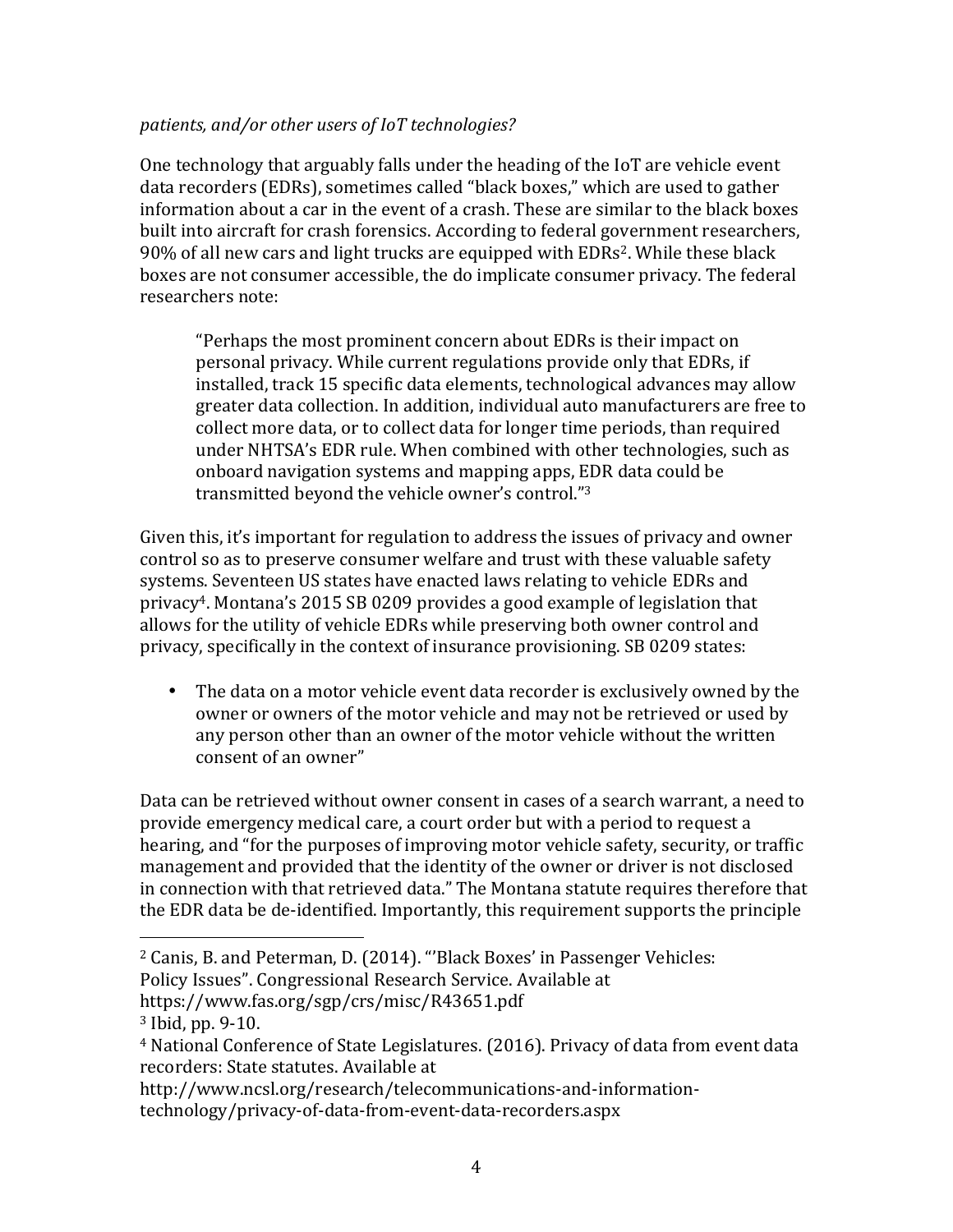*patients, and/or other users of IoT technologies?*

One technology that arguably falls under the heading of the IoT are vehicle event data recorders (EDRs), sometimes called "black boxes," which are used to gather information about a car in the event of a crash. These are similar to the black boxes built into aircraft for crash forensics. According to federal government researchers, 90% of all new cars and light trucks are equipped with EDRs[2]. While these black boxes are not consumer accessible, the do implicate consumer privacy. The federal researchers note:

> "Perhaps the most prominent concern about EDRs is their impact on personal privacy. While current regulations provide only that EDRs, if installed, track 15 specific data elements, technological advances may allow greater data collection. In addition, individual auto manufacturers are free to collect more data, or to collect data for longer time periods, than required under NHTSA's EDR rule. When combined with other technologies, such as onboard navigation systems and mapping apps, EDR data could be transmitted beyond the vehicle owner's control."[3]

Given this, it's important for regulation to address the issues of privacy and owner control so as to preserve consumer welfare and trust with these valuable safety systems. Seventeen US states have enacted laws relating to vehicle EDRs and privacy[4]. Montana's 2015 SB 0209 provides a good example of legislation that allows for the utility of vehicle EDRs while preserving both owner control and privacy, specifically in the context of insurance provisioning. SB 0209 states:

- The data on a motor vehicle event data recorder is exclusively owned by the owner or owners of the motor vehicle and may not be retrieved or used by any person other than an owner of the motor vehicle without the written consent of an owner"

Data can be retrieved without owner consent in cases of a search warrant, a need to provide emergency medical care, a court order but with a period to request a hearing, and "for the purposes of improving motor vehicle safety, security, or traffic management and provided that the identity of the owner or driver is not disclosed in connection with that retrieved data." The Montana statute requires therefore that the EDR data be de-identified. Importantly, this requirement supports the principle

---

[2] Canis, B. and Peterman, D. (2014). "'Black Boxes' in Passenger Vehicles: Policy Issues". Congressional Research Service. Available at https://www.fas.org/sgp/crs/misc/R43651.pdf

[3] Ibid, pp. 9-10.

[4] National Conference of State Legislatures. (2016). Privacy of data from event data recorders: State statutes. Available at http://www.ncsl.org/research/telecommunications-and-information-technology/privacy-of-data-from-event-data-recorders.aspx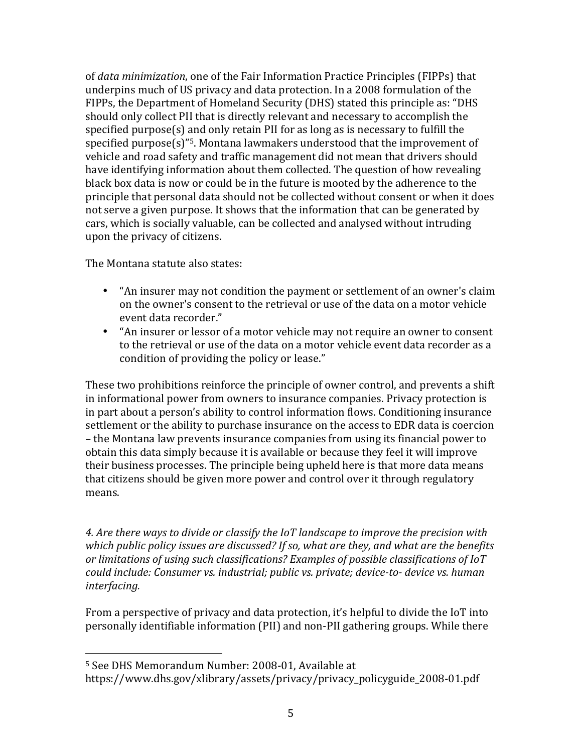of *data minimization*, one of the Fair Information Practice Principles (FIPPs) that underpins much of US privacy and data protection. In a 2008 formulation of the FIPPs, the Department of Homeland Security (DHS) stated this principle as: "DHS should only collect PII that is directly relevant and necessary to accomplish the specified purpose(s) and only retain PII for as long as is necessary to fulfill the specified purpose(s)"[5]. Montana lawmakers understood that the improvement of vehicle and road safety and traffic management did not mean that drivers should have identifying information about them collected. The question of how revealing black box data is now or could be in the future is mooted by the adherence to the principle that personal data should not be collected without consent or when it does not serve a given purpose. It shows that the information that can be generated by cars, which is socially valuable, can be collected and analysed without intruding upon the privacy of citizens.

The Montana statute also states:

- "An insurer may not condition the payment or settlement of an owner's claim on the owner's consent to the retrieval or use of the data on a motor vehicle event data recorder."
- "An insurer or lessor of a motor vehicle may not require an owner to consent to the retrieval or use of the data on a motor vehicle event data recorder as a condition of providing the policy or lease."

These two prohibitions reinforce the principle of owner control, and prevents a shift in informational power from owners to insurance companies. Privacy protection is in part about a person's ability to control information flows. Conditioning insurance settlement or the ability to purchase insurance on the access to EDR data is coercion – the Montana law prevents insurance companies from using its financial power to obtain this data simply because it is available or because they feel it will improve their business processes. The principle being upheld here is that more data means that citizens should be given more power and control over it through regulatory means.

*4. Are there ways to divide or classify the IoT landscape to improve the precision with which public policy issues are discussed? If so, what are they, and what are the benefits or limitations of using such classifications? Examples of possible classifications of IoT could include: Consumer vs. industrial; public vs. private; device-to- device vs. human interfacing.*

From a perspective of privacy and data protection, it's helpful to divide the IoT into personally identifiable information (PII) and non-PII gathering groups. While there

[5] See DHS Memorandum Number: 2008-01, Available at https://www.dhs.gov/xlibrary/assets/privacy/privacy_policyguide_2008-01.pdf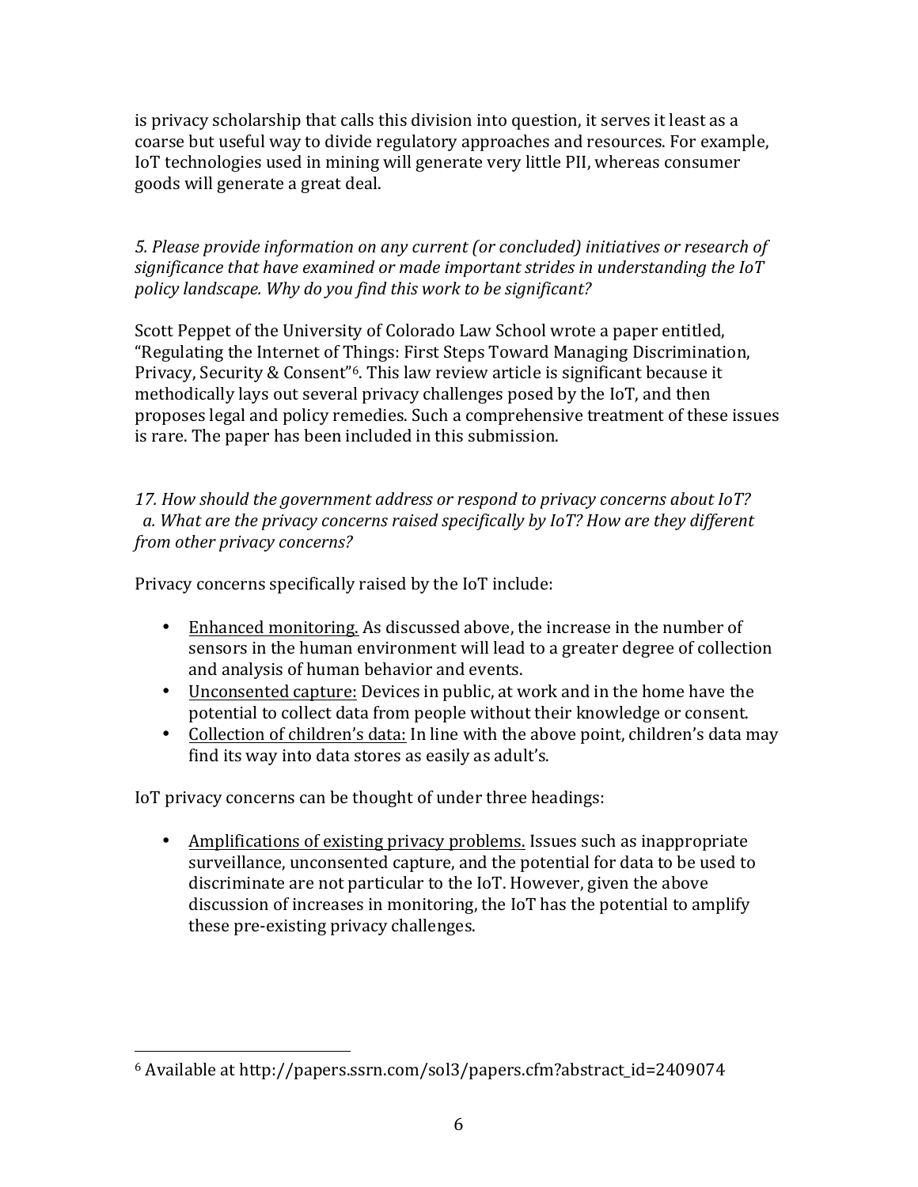is privacy scholarship that calls this division into question, it serves it least as a coarse but useful way to divide regulatory approaches and resources. For example, IoT technologies used in mining will generate very little PII, whereas consumer goods will generate a great deal.

*5. Please provide information on any current (or concluded) initiatives or research of significance that have examined or made important strides in understanding the IoT policy landscape. Why do you find this work to be significant?*

Scott Peppet of the University of Colorado Law School wrote a paper entitled, "Regulating the Internet of Things: First Steps Toward Managing Discrimination, Privacy, Security & Consent"[6]. This law review article is significant because it methodically lays out several privacy challenges posed by the IoT, and then proposes legal and policy remedies. Such a comprehensive treatment of these issues is rare. The paper has been included in this submission.

*17. How should the government address or respond to privacy concerns about IoT?*
*a. What are the privacy concerns raised specifically by IoT? How are they different from other privacy concerns?*

Privacy concerns specifically raised by the IoT include:

- Enhanced monitoring. As discussed above, the increase in the number of sensors in the human environment will lead to a greater degree of collection and analysis of human behavior and events.
- Unconsented capture: Devices in public, at work and in the home have the potential to collect data from people without their knowledge or consent.
- Collection of children's data: In line with the above point, children's data may find its way into data stores as easily as adult's.

IoT privacy concerns can be thought of under three headings:

- Amplifications of existing privacy problems. Issues such as inappropriate surveillance, unconsented capture, and the potential for data to be used to discriminate are not particular to the IoT. However, given the above discussion of increases in monitoring, the IoT has the potential to amplify these pre-existing privacy challenges.

[6] Available at http://papers.ssrn.com/sol3/papers.cfm?abstract_id=2409074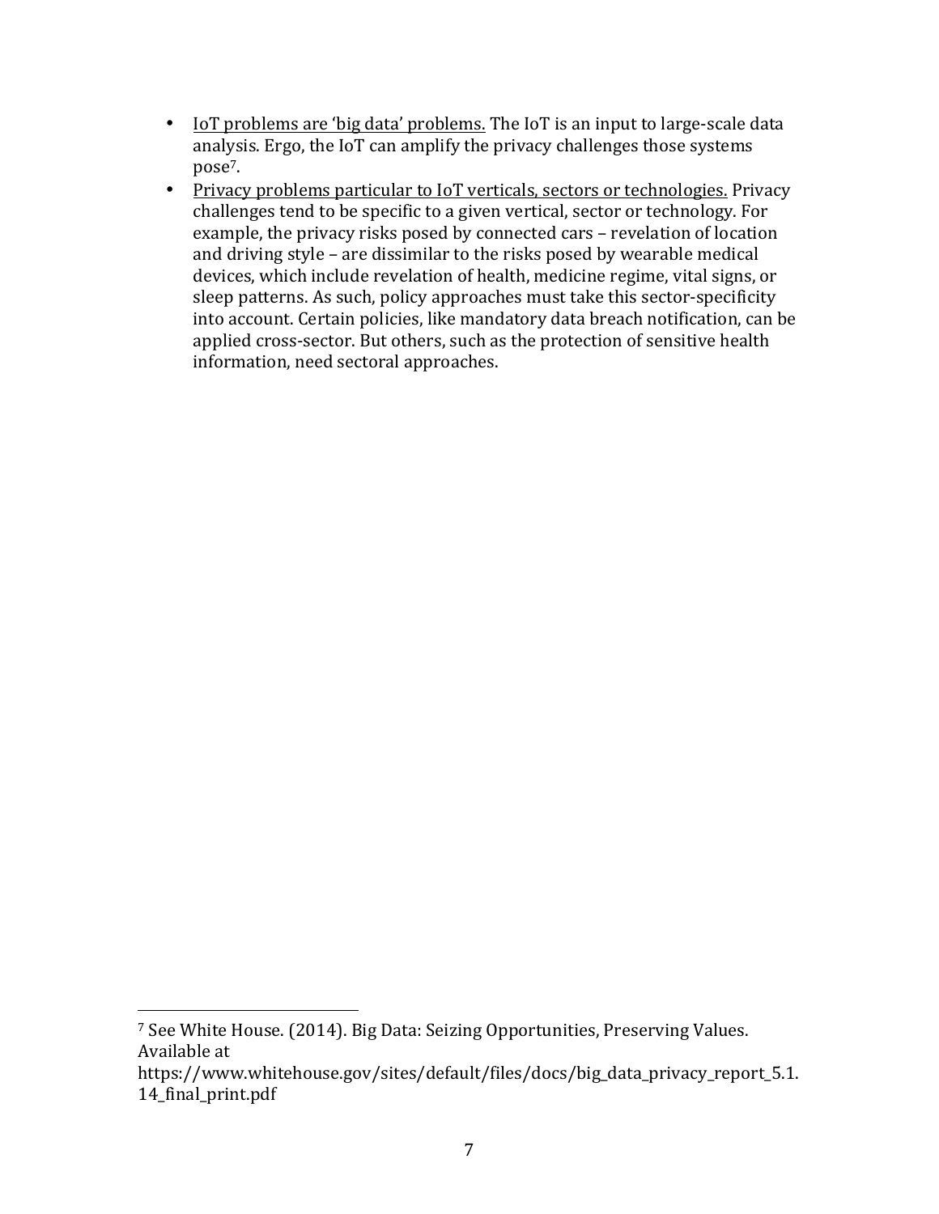- IoT problems are 'big data' problems. The IoT is an input to large-scale data analysis. Ergo, the IoT can amplify the privacy challenges those systems pose[7].
- Privacy problems particular to IoT verticals, sectors or technologies. Privacy challenges tend to be specific to a given vertical, sector or technology. For example, the privacy risks posed by connected cars – revelation of location and driving style – are dissimilar to the risks posed by wearable medical devices, which include revelation of health, medicine regime, vital signs, or sleep patterns. As such, policy approaches must take this sector-specificity into account. Certain policies, like mandatory data breach notification, can be applied cross-sector. But others, such as the protection of sensitive health information, need sectoral approaches.

---

[7] See White House. (2014). Big Data: Seizing Opportunities, Preserving Values. Available at https://www.whitehouse.gov/sites/default/files/docs/big_data_privacy_report_5.1.14_final_print.pdf